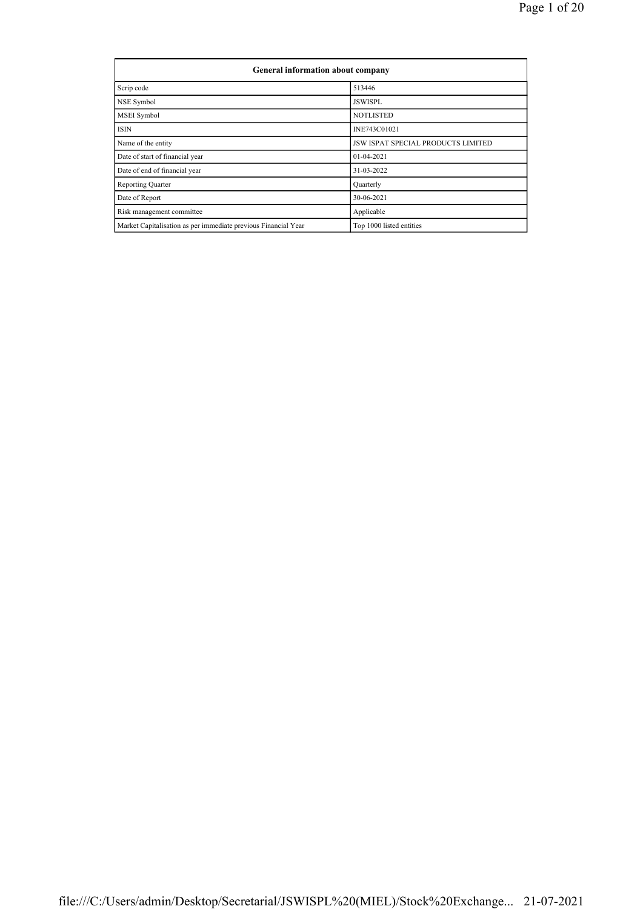| General information about company | |
|---|---|
| Scrip code | 513446 |
| NSE Symbol | JSWISPL |
| MSEI Symbol | NOTLISTED |
| ISIN | INE743C01021 |
| Name of the entity | JSW ISPAT SPECIAL PRODUCTS LIMITED |
| Date of start of financial year | 01-04-2021 |
| Date of end of financial year | 31-03-2022 |
| Reporting Quarter | Quarterly |
| Date of Report | 30-06-2021 |
| Risk management committee | Applicable |
| Market Capitalisation as per immediate previous Financial Year | Top 1000 listed entities |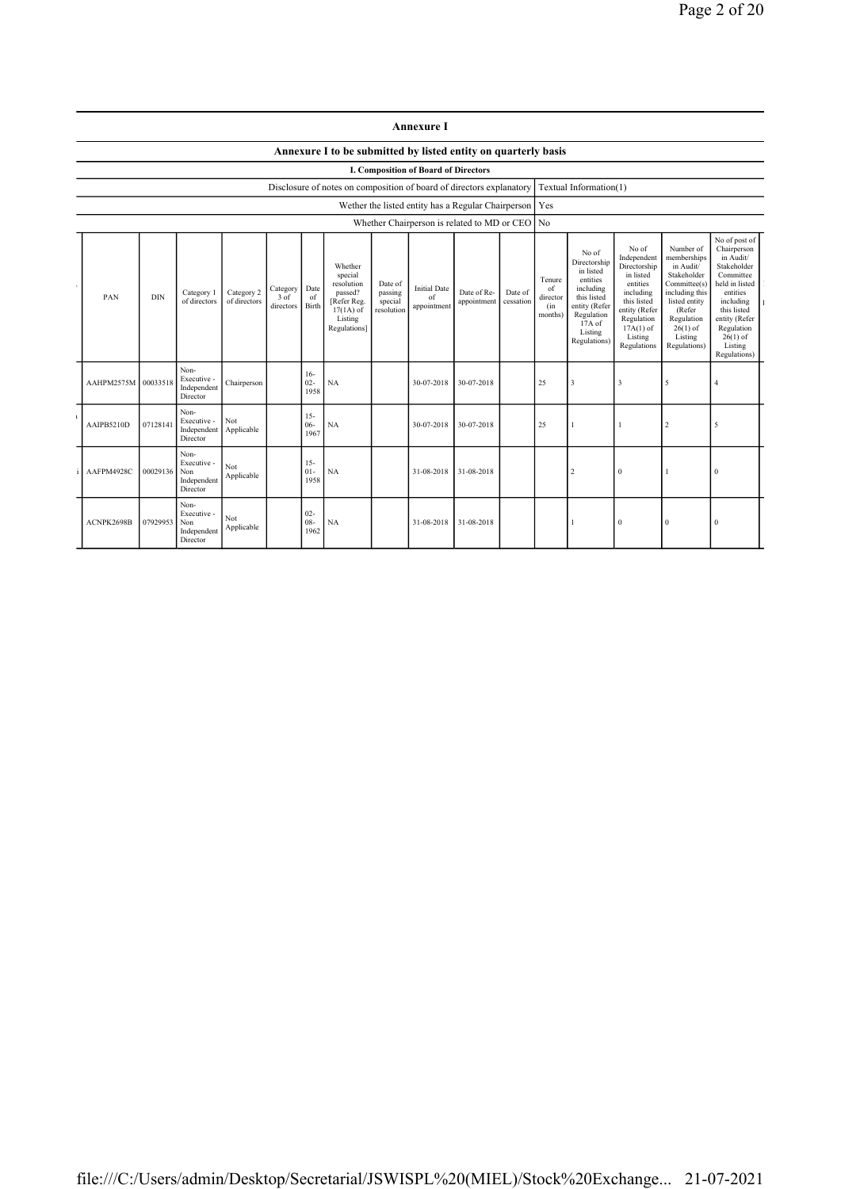## Annexure I

### Annexure I to be submitted by listed entity on quarterly basis

#### I. Composition of Board of Directors

| | |
|---|---|
| Disclosure of notes on composition of board of directors explanatory | Textual Information(1) |
| Wether the listed entity has a Regular Chairperson | Yes |
| Whether Chairperson is related to MD or CEO | No |

| PAN | DIN | Category 1 of directors | Category 2 of directors | Category 3 of directors | Date of Birth | Whether special resolution passed? [Refer Reg. 17(1A) of Listing Regulations] | Date of passing special resolution | Initial Date of appointment | Date of Re-appointment | Date of cessation | Tenure of director (in months) | No of Directorship in listed entities including this listed entity (Refer Regulation 17A of Listing Regulations) | No of Independent Directorship in listed entities including this listed entity (Refer Regulation 17A(1) of Listing Regulations | Number of memberships in Audit/ Stakeholder Committee(s) including this listed entity (Refer Regulation 26(1) of Listing Regulations) | No of post of Chairperson in Audit/ Stakeholder Committee held in listed entities including this listed entity (Refer Regulation 26(1) of Listing Regulations) |
|---|---|---|---|---|---|---|---|---|---|---|---|---|---|---|---|
| AAHPM2575M | 00033518 | Non-Executive - Independent Director | Chairperson | | 16-02-1958 | NA | | 30-07-2018 | 30-07-2018 | | 25 | 3 | 3 | 5 | 4 |
| AAIPB5210D | 07128141 | Non-Executive - Independent Director | Not Applicable | | 15-06-1967 | NA | | 30-07-2018 | 30-07-2018 | | 25 | 1 | 1 | 2 | 5 |
| AAFPM4928C | 00029136 | Non-Executive - Non Independent Director | Not Applicable | | 15-01-1958 | NA | | 31-08-2018 | 31-08-2018 | | | 2 | 0 | 1 | 0 |
| ACNPK2698B | 07929953 | Non-Executive - Non Independent Director | Not Applicable | | 02-08-1962 | NA | | 31-08-2018 | 31-08-2018 | | | 1 | 0 | 0 | 0 |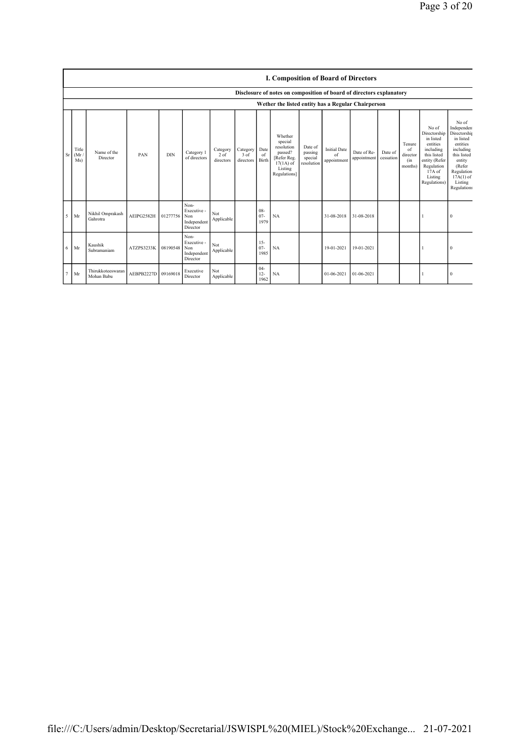## I. Composition of Board of Directors

**Disclosure of notes on composition of board of directors explanatory**

**Wether the listed entity has a Regular Chairperson**

| Sr | Title (Mr / Ms) | Name of the Director | PAN | DIN | Category 1 of directors | Category 2 of directors | Category 3 of directors | Date of Birth | Whether special resolution passed? [Refer Reg. 17(1A) of Listing Regulations] | Date of passing special resolution | Initial Date of appointment | Date of Re-appointment | Date of cessation | Tenure of director (in months) | No of Directorship in listed entities including this listed entity (Refer Regulation 17A of Listing Regulations) | No of Independent Directorship in listed entities including this listed entity (Refer Regulation 17A(1) of Listing Regulations |
|---|---|---|---|---|---|---|---|---|---|---|---|---|---|---|---|---|
| 5 | Mr | Nikhil Omprakash Gahrotra | AEIPG2582H | 01277756 | Non-Executive - Non Independent Director | Not Applicable | | 08-07-1979 | NA | | 31-08-2018 | 31-08-2018 | | | 1 | 0 |
| 6 | Mr | Kaushik Subramaniam | ATZPS3233K | 08190548 | Non-Executive - Non Independent Director | Not Applicable | | 15-07-1985 | NA | | 19-01-2021 | 19-01-2021 | | | 1 | 0 |
| 7 | Mr | Thirukkoteeswaran Mohan Babu | AEBPB2227D | 09169018 | Executive Director | Not Applicable | | 04-12-1962 | NA | | 01-06-2021 | 01-06-2021 | | | 1 | 0 |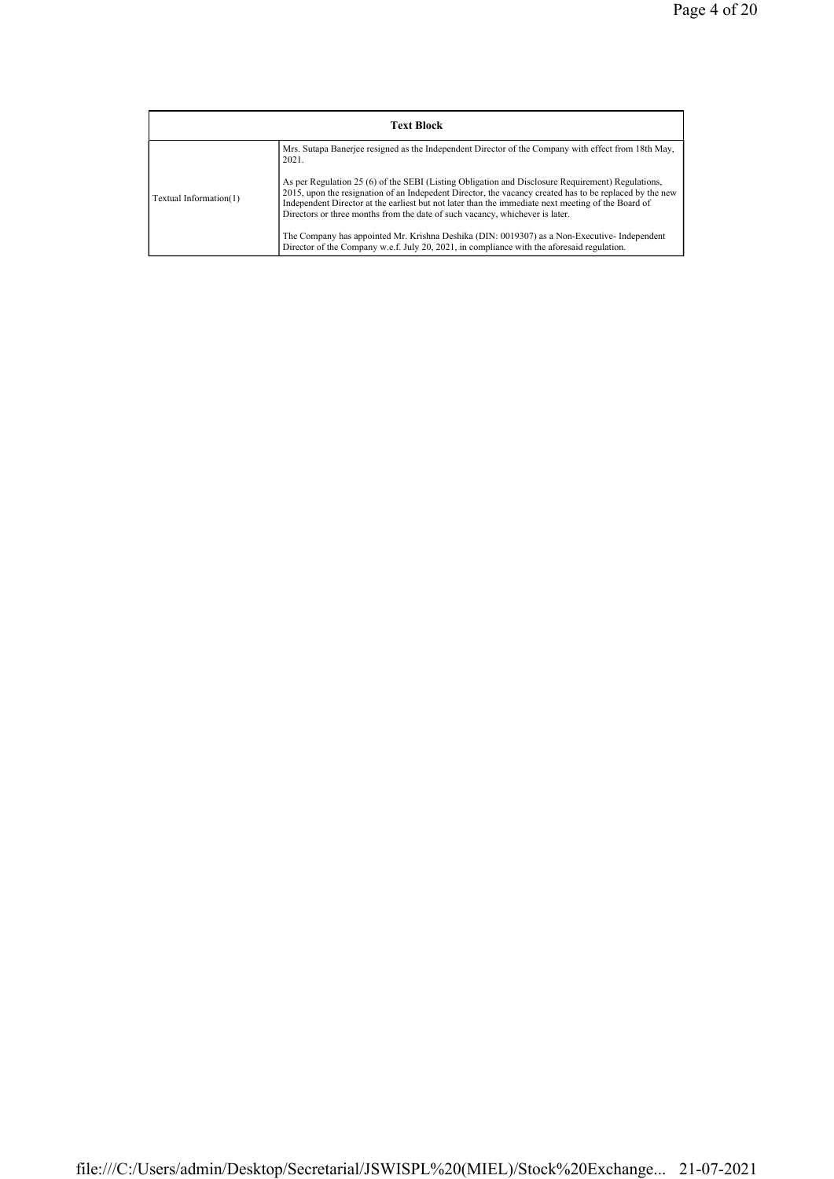| Text Block | |
|---|---|
| Textual Information(1) | Mrs. Sutapa Banerjee resigned as the Independent Director of the Company with effect from 18th May, 2021.<br><br>As per Regulation 25 (6) of the SEBI (Listing Obligation and Disclosure Requirement) Regulations, 2015, upon the resignation of an Indepedent Director, the vacancy created has to be replaced by the new Independent Director at the earliest but not later than the immediate next meeting of the Board of Directors or three months from the date of such vacancy, whichever is later.<br><br>The Company has appointed Mr. Krishna Deshika (DIN: 0019307) as a Non-Executive- Independent Director of the Company w.e.f. July 20, 2021, in compliance with the aforesaid regulation. |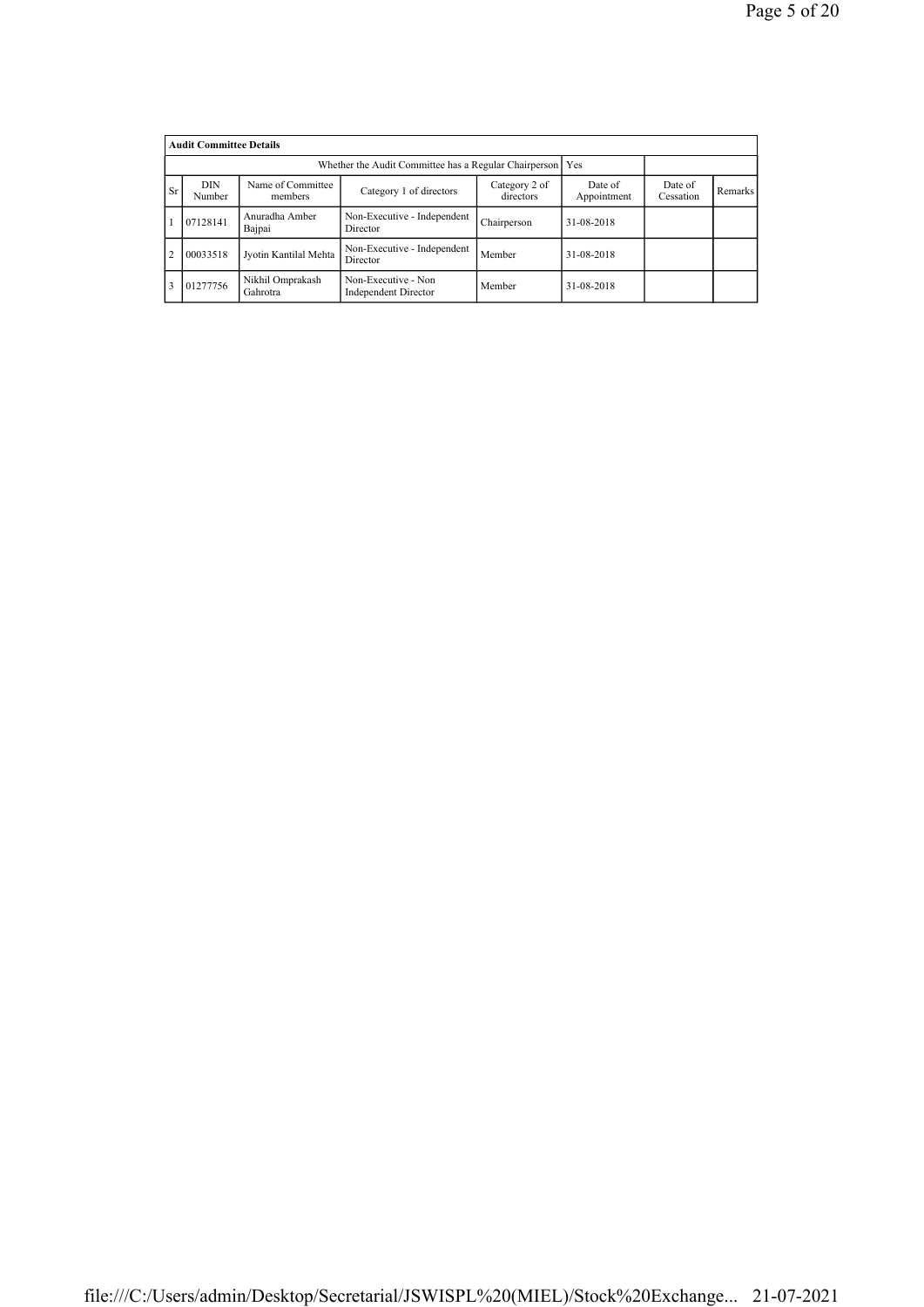**Audit Committee Details**

Whether the Audit Committee has a Regular Chairperson: Yes

| Sr | DIN Number | Name of Committee members | Category 1 of directors | Category 2 of directors | Date of Appointment | Date of Cessation | Remarks |
|---|---|---|---|---|---|---|---|
| 1 | 07128141 | Anuradha Amber Bajpai | Non-Executive - Independent Director | Chairperson | 31-08-2018 | | |
| 2 | 00033518 | Jyotin Kantilal Mehta | Non-Executive - Independent Director | Member | 31-08-2018 | | |
| 3 | 01277756 | Nikhil Omprakash Gahrotra | Non-Executive - Non Independent Director | Member | 31-08-2018 | | |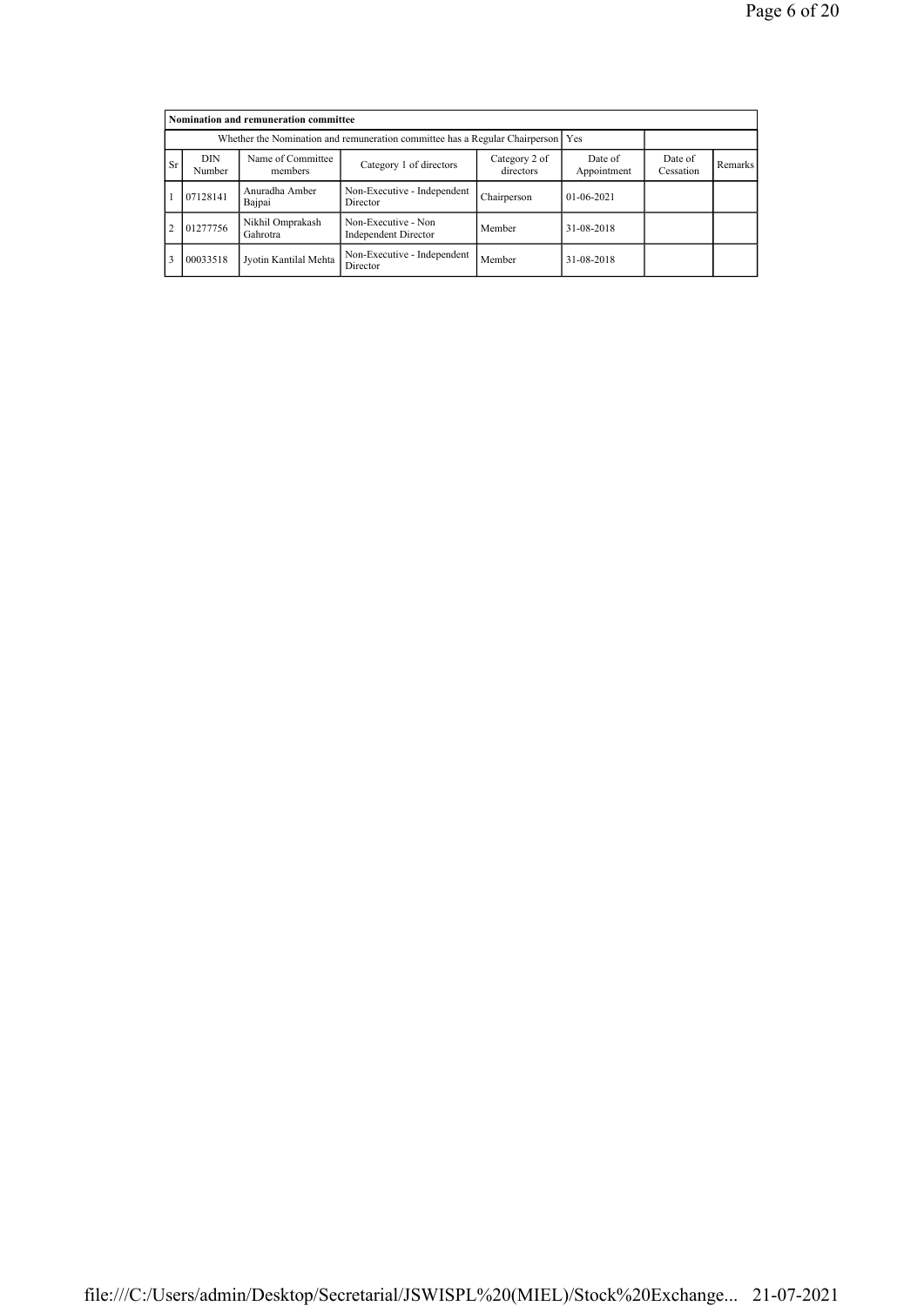| Nomination and remuneration committee | | | | | | | |
|---|---|---|---|---|---|---|---|
| Whether the Nomination and remuneration committee has a Regular Chairperson | | | | | Yes | | |
| Sr | DIN Number | Name of Committee members | Category 1 of directors | Category 2 of directors | Date of Appointment | Date of Cessation | Remarks |
| 1 | 07128141 | Anuradha Amber Bajpai | Non-Executive - Independent Director | Chairperson | 01-06-2021 | | |
| 2 | 01277756 | Nikhil Omprakash Gahrotra | Non-Executive - Non Independent Director | Member | 31-08-2018 | | |
| 3 | 00033518 | Jyotin Kantilal Mehta | Non-Executive - Independent Director | Member | 31-08-2018 | | |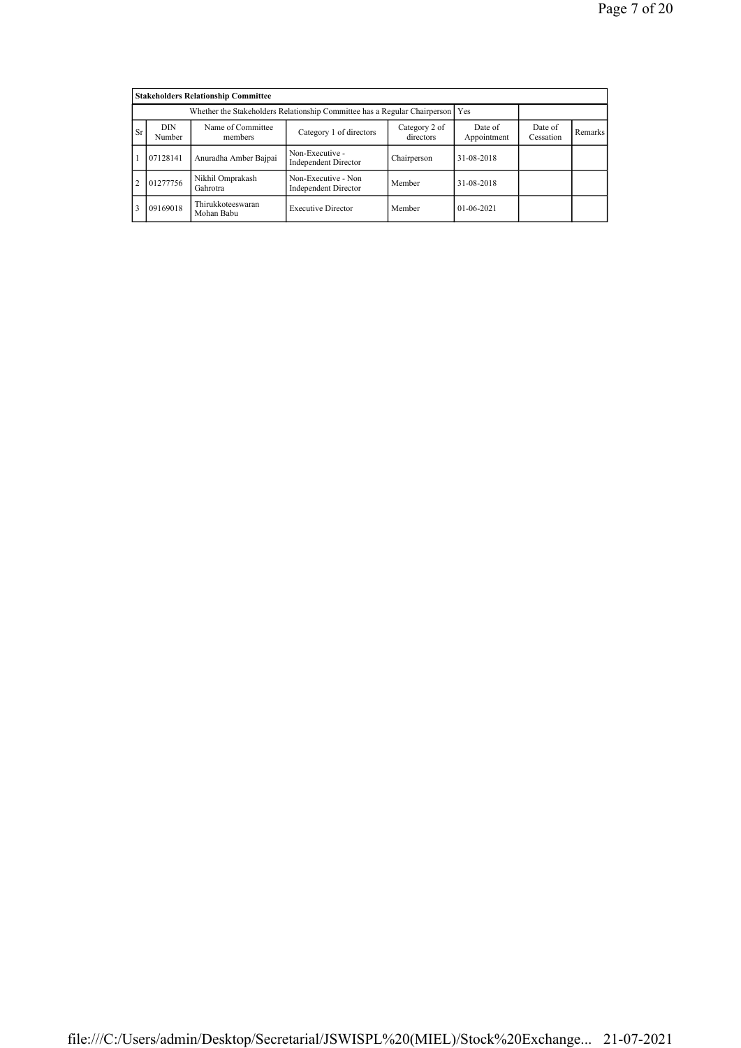| **Stakeholders Relationship Committee** | | | | | | | |
|---|---|---|---|---|---|---|---|
| Whether the Stakeholders Relationship Committee has a Regular Chairperson | | | | | Yes | | |
| Sr | DIN Number | Name of Committee members | Category 1 of directors | Category 2 of directors | Date of Appointment | Date of Cessation | Remarks |
| 1 | 07128141 | Anuradha Amber Bajpai | Non-Executive - Independent Director | Chairperson | 31-08-2018 | | |
| 2 | 01277756 | Nikhil Omprakash Gahrotra | Non-Executive - Non Independent Director | Member | 31-08-2018 | | |
| 3 | 09169018 | Thirukkoteeswaran Mohan Babu | Executive Director | Member | 01-06-2021 | | |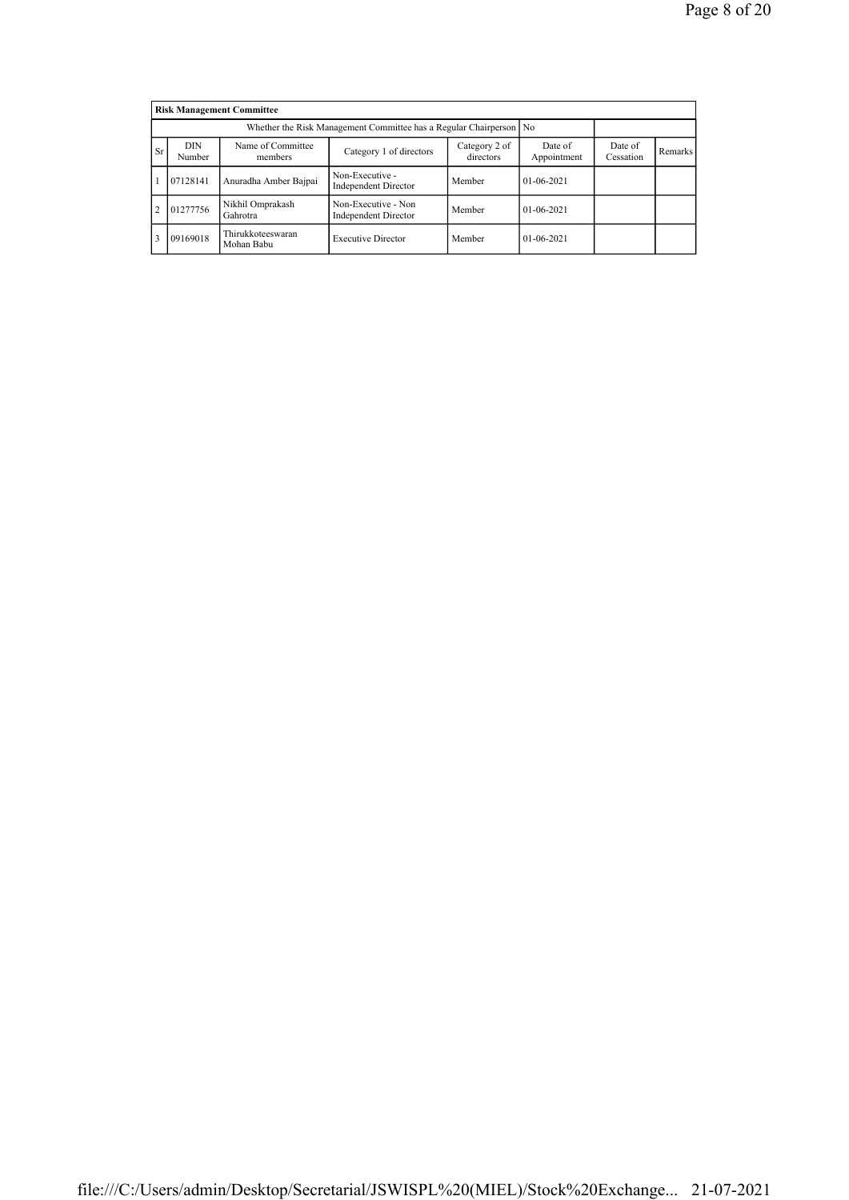**Risk Management Committee**

Whether the Risk Management Committee has a Regular Chairperson: No

| Sr | DIN Number | Name of Committee members | Category 1 of directors | Category 2 of directors | Date of Appointment | Date of Cessation | Remarks |
|---|---|---|---|---|---|---|---|
| 1 | 07128141 | Anuradha Amber Bajpai | Non-Executive - Independent Director | Member | 01-06-2021 | | |
| 2 | 01277756 | Nikhil Omprakash Gahrotra | Non-Executive - Non Independent Director | Member | 01-06-2021 | | |
| 3 | 09169018 | Thirukkoteeswaran Mohan Babu | Executive Director | Member | 01-06-2021 | | |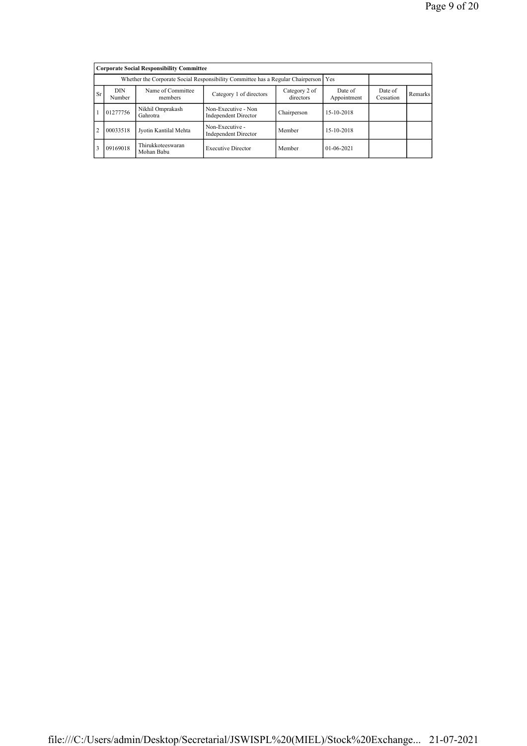| Corporate Social Responsibility Committee | | | | | | | |
|---|---|---|---|---|---|---|---|
| Whether the Corporate Social Responsibility Committee has a Regular Chairperson | | | | | Yes | | |
| Sr | DIN Number | Name of Committee members | Category 1 of directors | Category 2 of directors | Date of Appointment | Date of Cessation | Remarks |
| 1 | 01277756 | Nikhil Omprakash Gahrotra | Non-Executive - Non Independent Director | Chairperson | 15-10-2018 | | |
| 2 | 00033518 | Jyotin Kantilal Mehta | Non-Executive - Independent Director | Member | 15-10-2018 | | |
| 3 | 09169018 | Thirukkoteeswaran Mohan Babu | Executive Director | Member | 01-06-2021 | | |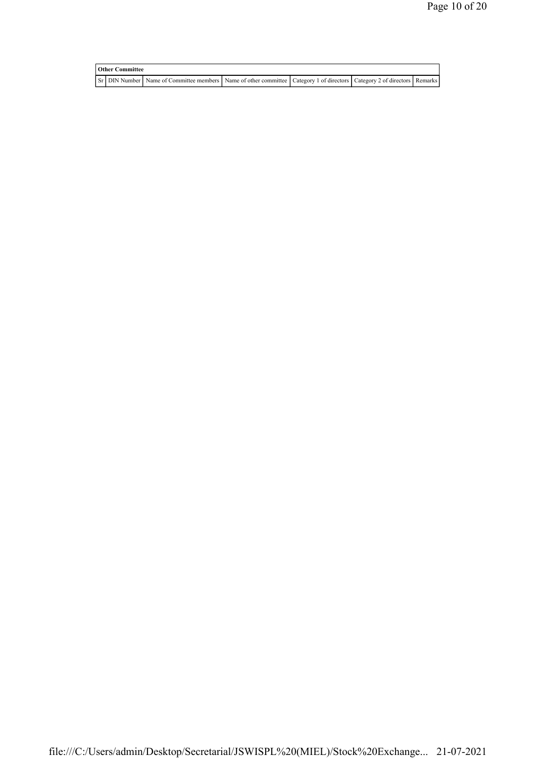| Other Committee | | | | | | |
|---|---|---|---|---|---|---|
| Sr | DIN Number | Name of Committee members | Name of other committee | Category 1 of directors | Category 2 of directors | Remarks |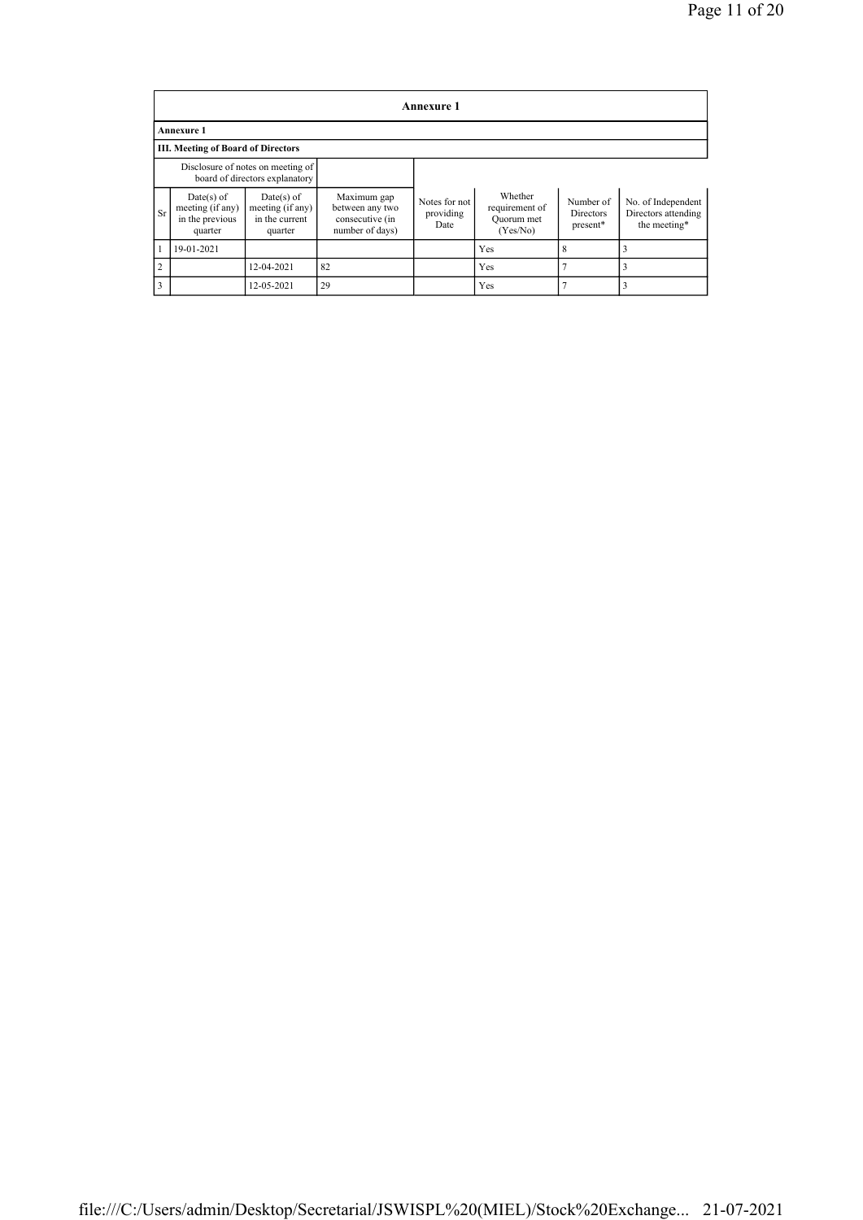## Annexure 1

**Annexure 1**

**III. Meeting of Board of Directors**

| | Disclosure of notes on meeting of board of directors explanatory | | | | | | |
|---|---|---|---|---|---|---|---|
| Sr | Date(s) of meeting (if any) in the previous quarter | Date(s) of meeting (if any) in the current quarter | Maximum gap between any two consecutive (in number of days) | Notes for not providing Date | Whether requirement of Quorum met (Yes/No) | Number of Directors present* | No. of Independent Directors attending the meeting* |
| 1 | 19-01-2021 | | | | Yes | 8 | 3 |
| 2 | | 12-04-2021 | 82 | | Yes | 7 | 3 |
| 3 | | 12-05-2021 | 29 | | Yes | 7 | 3 |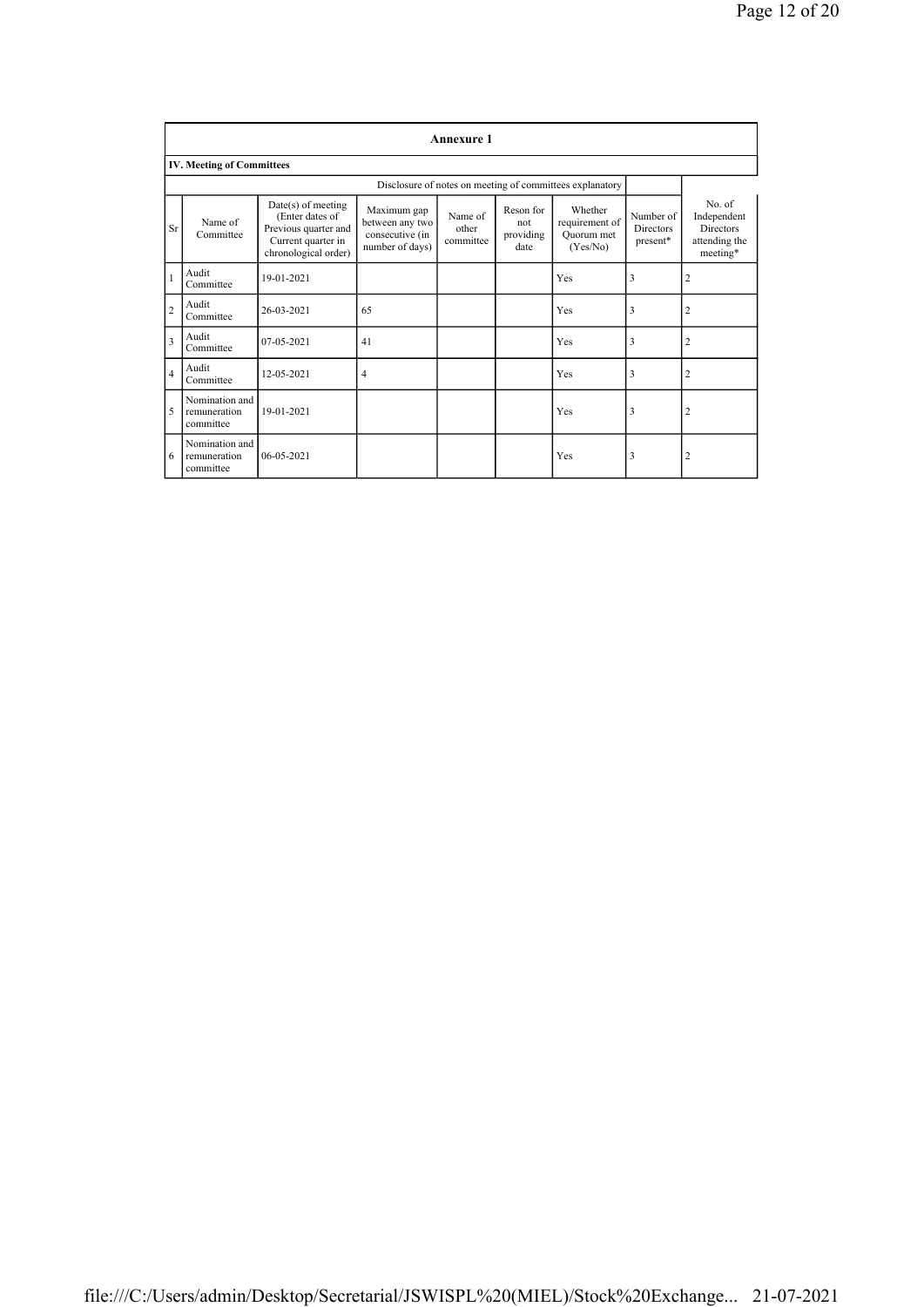## Annexure 1

### IV. Meeting of Committees

Disclosure of notes on meeting of committees explanatory

| Sr | Name of Committee | Date(s) of meeting (Enter dates of Previous quarter and Current quarter in chronological order) | Maximum gap between any two consecutive (in number of days) | Name of other committee | Reson for not providing date | Whether requirement of Quorum met (Yes/No) | Number of Directors present* | No. of Independent Directors attending the meeting* |
|---|---|---|---|---|---|---|---|---|
| 1 | Audit Committee | 19-01-2021 | | | | Yes | 3 | 2 |
| 2 | Audit Committee | 26-03-2021 | 65 | | | Yes | 3 | 2 |
| 3 | Audit Committee | 07-05-2021 | 41 | | | Yes | 3 | 2 |
| 4 | Audit Committee | 12-05-2021 | 4 | | | Yes | 3 | 2 |
| 5 | Nomination and remuneration committee | 19-01-2021 | | | | Yes | 3 | 2 |
| 6 | Nomination and remuneration committee | 06-05-2021 | | | | Yes | 3 | 2 |

file:///C:/Users/admin/Desktop/Secretarial/JSWISPL%20(MIEL)/Stock%20Exchange... 21-07-2021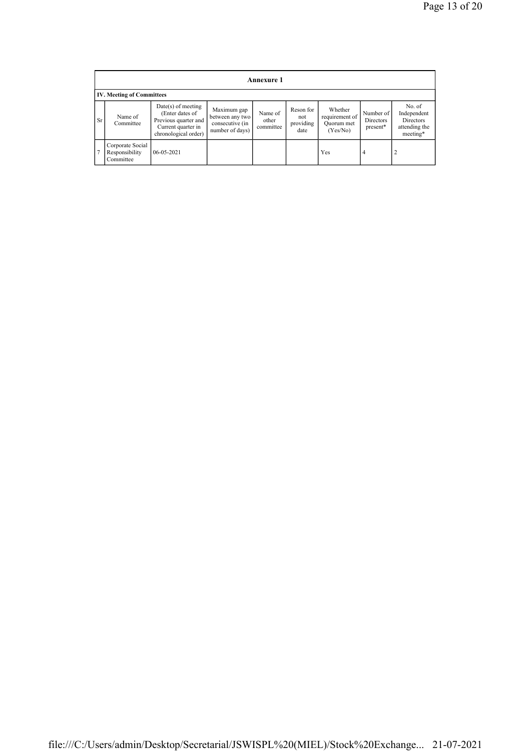## Annexure 1

### IV. Meeting of Committees

| Sr | Name of Committee | Date(s) of meeting (Enter dates of Previous quarter and Current quarter in chronological order) | Maximum gap between any two consecutive (in number of days) | Name of other committee | Reson for not providing date | Whether requirement of Quorum met (Yes/No) | Number of Directors present* | No. of Independent Directors attending the meeting* |
|---|---|---|---|---|---|---|---|---|
| 7 | Corporate Social Responsibility Committee | 06-05-2021 | | | | Yes | 4 | 2 |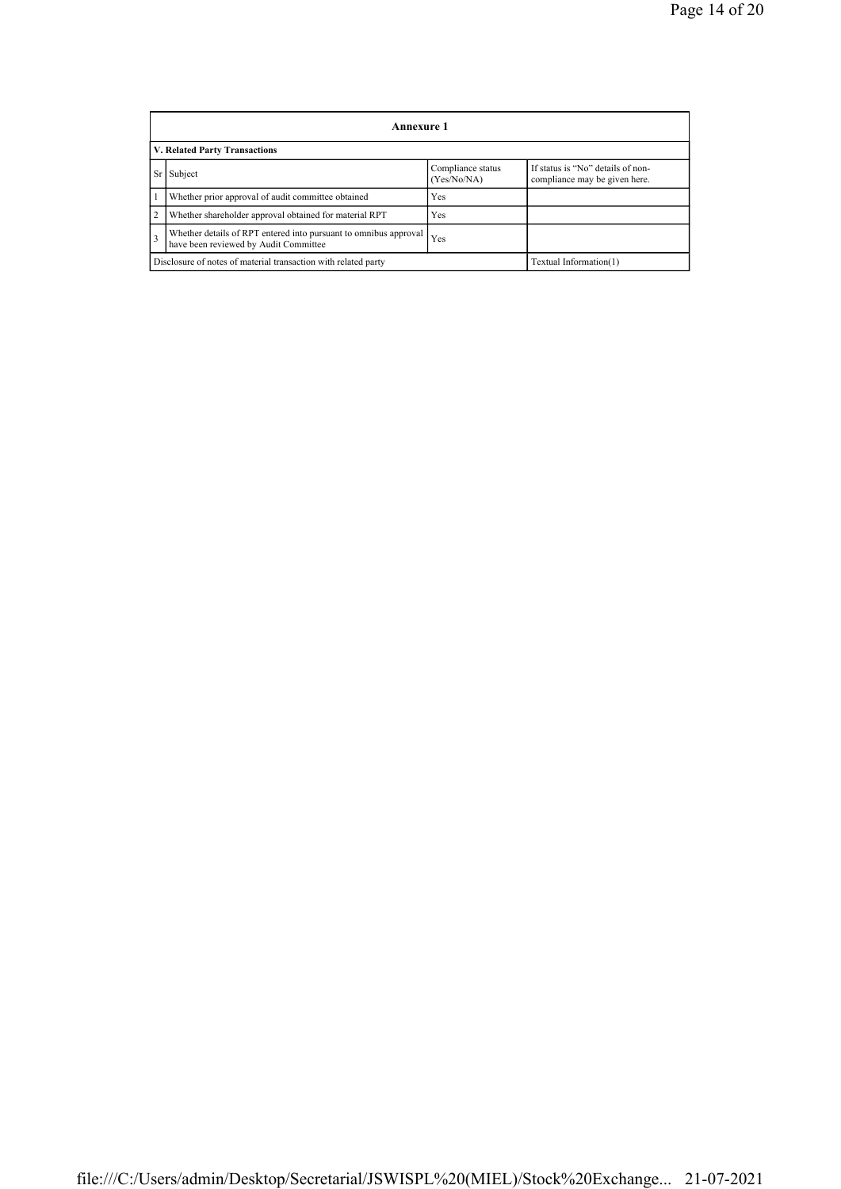| Annexure 1 | | | |
|---|---|---|---|
| **V. Related Party Transactions** | | | |
| Sr | Subject | Compliance status (Yes/No/NA) | If status is "No" details of non-compliance may be given here. |
| 1 | Whether prior approval of audit committee obtained | Yes | |
| 2 | Whether shareholder approval obtained for material RPT | Yes | |
| 3 | Whether details of RPT entered into pursuant to omnibus approval have been reviewed by Audit Committee | Yes | |
| Disclosure of notes of material transaction with related party | | | Textual Information(1) |

file:///C:/Users/admin/Desktop/Secretarial/JSWISPL%20(MIEL)/Stock%20Exchange... 21-07-2021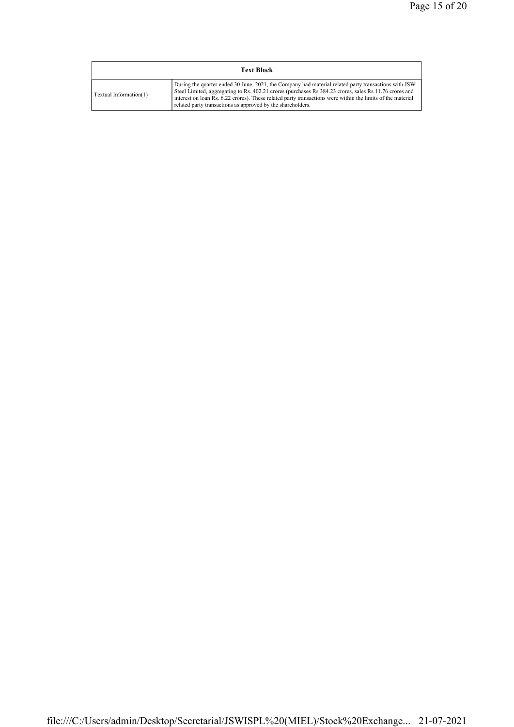| Text Block | |
|---|---|
| Textual Information(1) | During the quarter ended 30 June, 2021, the Company had material related party transactions with JSW Steel Limited, aggregating to Rs. 402.21 crores (purchases Rs 384.23 crores, sales Rs 11.76 crores and interest on loan Rs. 6.22 crores). These related party transactions were within the limits of the material related party transactions as approved by the shareholders. |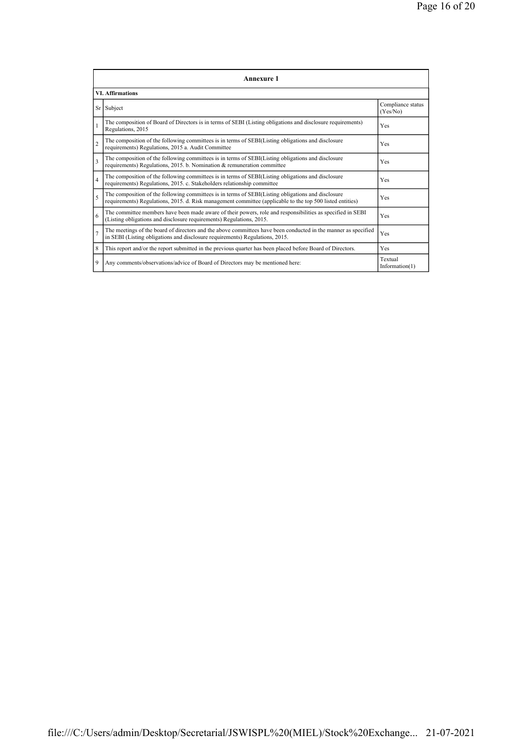| Annexure 1 | | |
|---|---|---|
| **VI. Affirmations** | | |
| Sr | Subject | Compliance status (Yes/No) |
| 1 | The composition of Board of Directors is in terms of SEBI (Listing obligations and disclosure requirements) Regulations, 2015 | Yes |
| 2 | The composition of the following committees is in terms of SEBI(Listing obligations and disclosure requirements) Regulations, 2015 a. Audit Committee | Yes |
| 3 | The composition of the following committees is in terms of SEBI(Listing obligations and disclosure requirements) Regulations, 2015. b. Nomination & remuneration committee | Yes |
| 4 | The composition of the following committees is in terms of SEBI(Listing obligations and disclosure requirements) Regulations, 2015. c. Stakeholders relationship committee | Yes |
| 5 | The composition of the following committees is in terms of SEBI(Listing obligations and disclosure requirements) Regulations, 2015. d. Risk management committee (applicable to the top 500 listed entities) | Yes |
| 6 | The committee members have been made aware of their powers, role and responsibilities as specified in SEBI (Listing obligations and disclosure requirements) Regulations, 2015. | Yes |
| 7 | The meetings of the board of directors and the above committees have been conducted in the manner as specified in SEBI (Listing obligations and disclosure requirements) Regulations, 2015. | Yes |
| 8 | This report and/or the report submitted in the previous quarter has been placed before Board of Directors. | Yes |
| 9 | Any comments/observations/advice of Board of Directors may be mentioned here: | Textual Information(1) |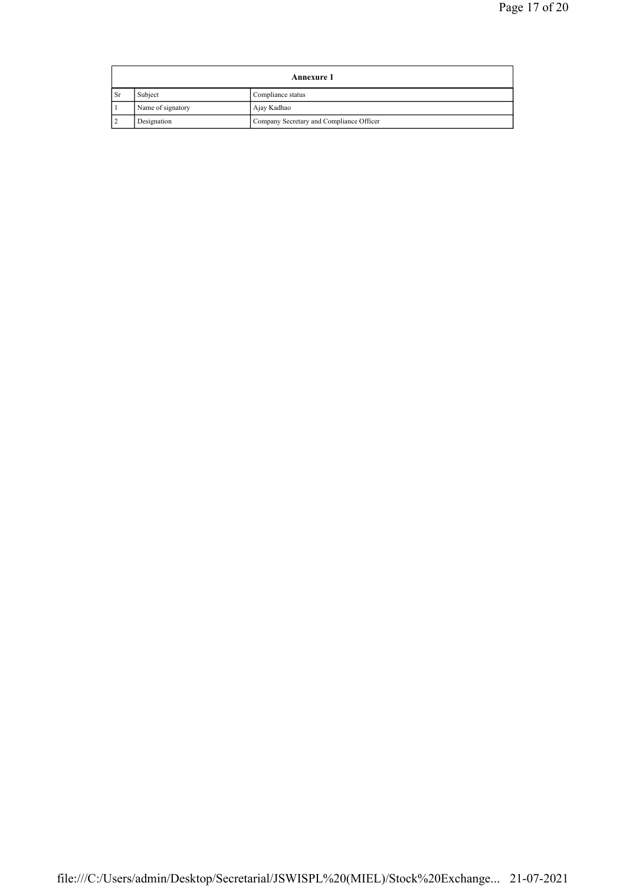| Annexure 1 | | |
|---|---|---|
| Sr | Subject | Compliance status |
| 1 | Name of signatory | Ajay Kadhao |
| 2 | Designation | Company Secretary and Compliance Officer |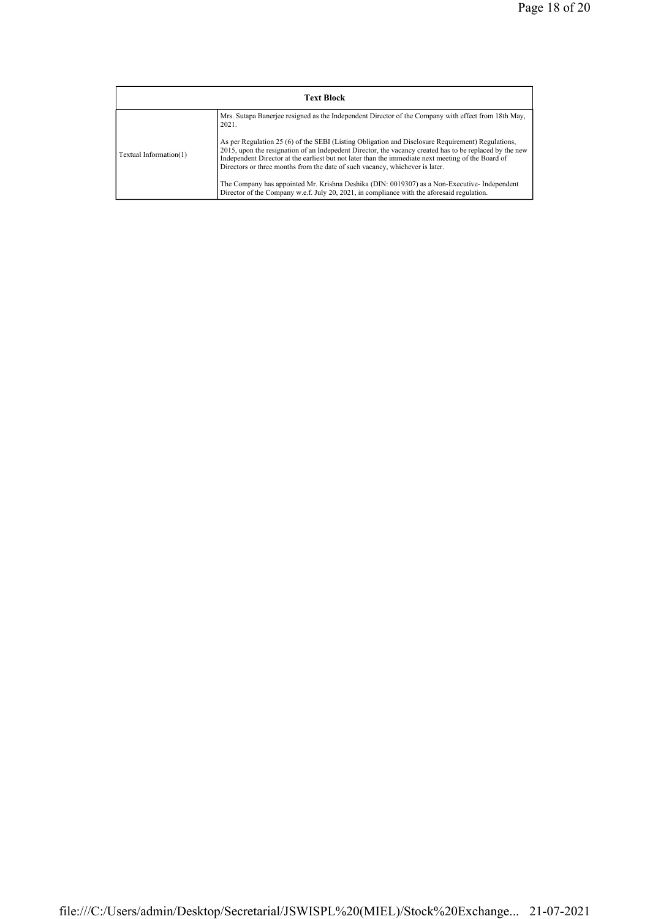| Text Block | |
|---|---|
| Textual Information(1) | Mrs. Sutapa Banerjee resigned as the Independent Director of the Company with effect from 18th May, 2021.<br><br>As per Regulation 25 (6) of the SEBI (Listing Obligation and Disclosure Requirement) Regulations, 2015, upon the resignation of an Indepedent Director, the vacancy created has to be replaced by the new Independent Director at the earliest but not later than the immediate next meeting of the Board of Directors or three months from the date of such vacancy, whichever is later.<br><br>The Company has appointed Mr. Krishna Deshika (DIN: 0019307) as a Non-Executive- Independent Director of the Company w.e.f. July 20, 2021, in compliance with the aforesaid regulation. |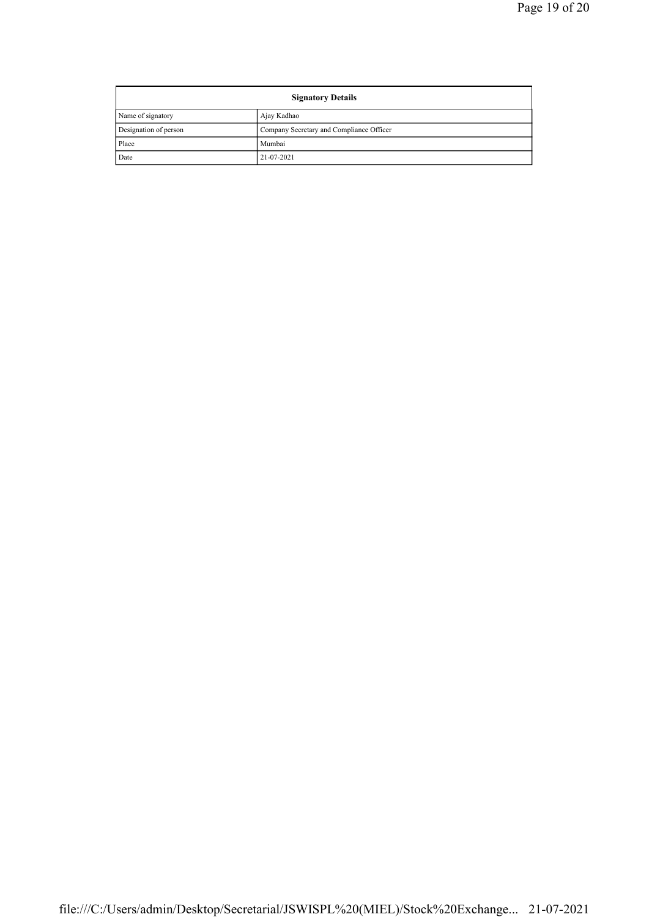| Signatory Details | |
| --- | --- |
| Name of signatory | Ajay Kadhao |
| Designation of person | Company Secretary and Compliance Officer |
| Place | Mumbai |
| Date | 21-07-2021 |